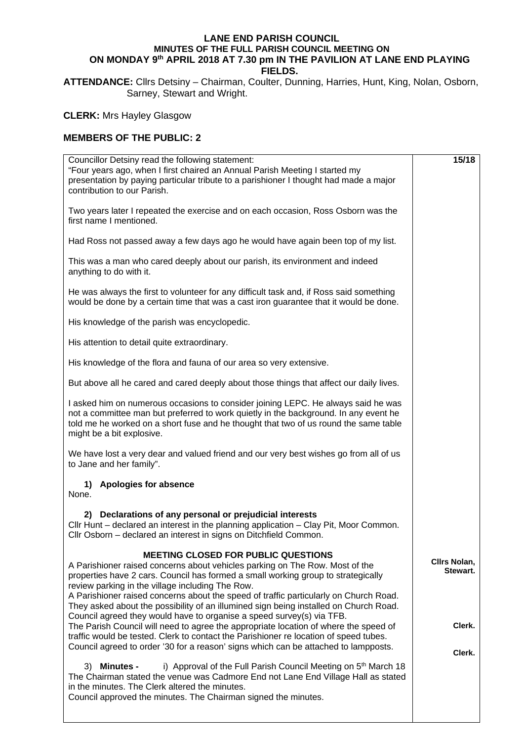# LANE END PARISH COUNCIL

## MINUTES OF THE FULL PARISH COUNCIL MEETING ON ON MONDAY 9th APRIL 2018 AT 7.30 pm IN THE PAVILION AT LANE END PLAYING FIELDS.

**ATTENDANCE:** Cllrs Detsiny – Chairman, Coulter, Dunning, Harries, Hunt, King, Nolan, Osborn, Sarney, Stewart and Wright.

**CLERK:** Mrs Hayley Glasgow

**MEMBERS OF THE PUBLIC: 2**

| | |
|---|---|
| Councillor Detsiny read the following statement:<br>"Four years ago, when I first chaired an Annual Parish Meeting I started my presentation by paying particular tribute to a parishioner I thought had made a major contribution to our Parish.<br><br>Two years later I repeated the exercise and on each occasion, Ross Osborn was the first name I mentioned.<br><br>Had Ross not passed away a few days ago he would have again been top of my list.<br><br>This was a man who cared deeply about our parish, its environment and indeed anything to do with it.<br><br>He was always the first to volunteer for any difficult task and, if Ross said something would be done by a certain time that was a cast iron guarantee that it would be done.<br><br>His knowledge of the parish was encyclopedic.<br><br>His attention to detail quite extraordinary.<br><br>His knowledge of the flora and fauna of our area so very extensive.<br><br>But above all he cared and cared deeply about those things that affect our daily lives.<br><br>I asked him on numerous occasions to consider joining LEPC. He always said he was not a committee man but preferred to work quietly in the background. In any event he told me he worked on a short fuse and he thought that two of us round the same table might be a bit explosive.<br><br>We have lost a very dear and valued friend and our very best wishes go from all of us to Jane and her family". | **15/18** |
| **1) Apologies for absence**<br>None. | |
| **2) Declarations of any personal or prejudicial interests**<br>Cllr Hunt – declared an interest in the planning application – Clay Pit, Moor Common.<br>Cllr Osborn – declared an interest in signs on Ditchfield Common. | |
| **MEETING CLOSED FOR PUBLIC QUESTIONS**<br>A Parishioner raised concerns about vehicles parking on The Row. Most of the properties have 2 cars. Council has formed a small working group to strategically review parking in the village including The Row. | **Cllrs Nolan, Stewart.** |
| A Parishioner raised concerns about the speed of traffic particularly on Church Road. They asked about the possibility of an illumined sign being installed on Church Road. Council agreed they would have to organise a speed survey(s) via TFB. The Parish Council will need to agree the appropriate location of where the speed of traffic would be tested. Clerk to contact the Parishioner re location of speed tubes. | **Clerk.** |
| Council agreed to order '30 for a reason' signs which can be attached to lampposts. | **Clerk.** |
| 3) **Minutes -** i) Approval of the Full Parish Council Meeting on 5th March 18<br>The Chairman stated the venue was Cadmore End not Lane End Village Hall as stated in the minutes. The Clerk altered the minutes.<br>Council approved the minutes. The Chairman signed the minutes. | |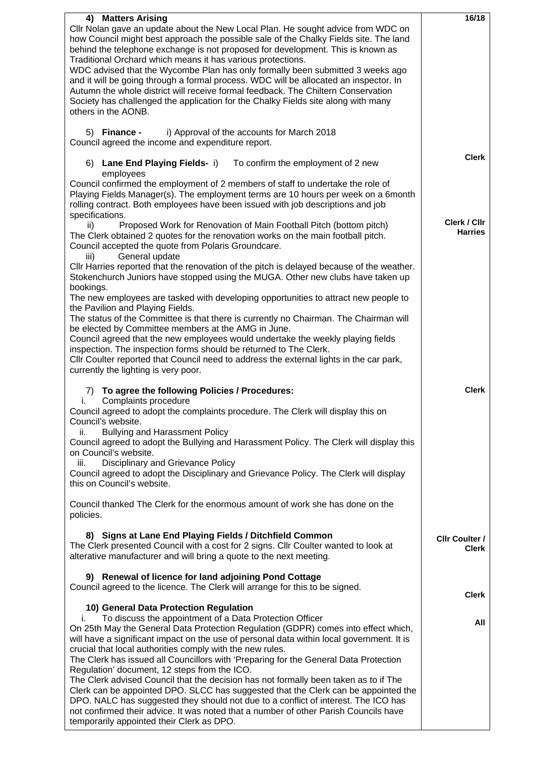| | 16/18 |
|---|---|
| **4) Matters Arising**<br>Cllr Nolan gave an update about the New Local Plan. He sought advice from WDC on how Council might best approach the possible sale of the Chalky Fields site. The land behind the telephone exchange is not proposed for development. This is known as Traditional Orchard which means it has various protections.<br>WDC advised that the Wycombe Plan has only formally been submitted 3 weeks ago and it will be going through a formal process. WDC will be allocated an inspector. In Autumn the whole district will receive formal feedback. The Chiltern Conservation Society has challenged the application for the Chalky Fields site along with many others in the AONB. | |
| 5) **Finance -** i) Approval of the accounts for March 2018<br>Council agreed the income and expenditure report. | |
| 6) **Lane End Playing Fields-** i) To confirm the employment of 2 new employees<br>Council confirmed the employment of 2 members of staff to undertake the role of Playing Fields Manager(s). The employment terms are 10 hours per week on a 6month rolling contract. Both employees have been issued with job descriptions and job specifications. | **Clerk** |
| ii) Proposed Work for Renovation of Main Football Pitch (bottom pitch)<br>The Clerk obtained 2 quotes for the renovation works on the main football pitch. Council accepted the quote from Polaris Groundcare.<br>iii) General update<br>Cllr Harries reported that the renovation of the pitch is delayed because of the weather. Stokenchurch Juniors have stopped using the MUGA. Other new clubs have taken up bookings.<br>The new employees are tasked with developing opportunities to attract new people to the Pavilion and Playing Fields.<br>The status of the Committee is that there is currently no Chairman. The Chairman will be elected by Committee members at the AMG in June.<br>Council agreed that the new employees would undertake the weekly playing fields inspection. The inspection forms should be returned to The Clerk.<br>Cllr Coulter reported that Council need to address the external lights in the car park, currently the lighting is very poor. | **Clerk / Cllr Harries** |
| 7) **To agree the following Policies / Procedures:**<br>i. Complaints procedure<br>Council agreed to adopt the complaints procedure. The Clerk will display this on Council's website.<br>ii. Bullying and Harassment Policy<br>Council agreed to adopt the Bullying and Harassment Policy. The Clerk will display this on Council's website.<br>iii. Disciplinary and Grievance Policy<br>Council agreed to adopt the Disciplinary and Grievance Policy. The Clerk will display this on Council's website.<br><br>Council thanked The Clerk for the enormous amount of work she has done on the policies. | **Clerk** |
| **8) Signs at Lane End Playing Fields / Ditchfield Common**<br>The Clerk presented Council with a cost for 2 signs. Cllr Coulter wanted to look at alterative manufacturer and will bring a quote to the next meeting. | **Cllr Coulter / Clerk** |
| **9) Renewal of licence for land adjoining Pond Cottage**<br>Council agreed to the licence. The Clerk will arrange for this to be signed. | **Clerk** |
| **10) General Data Protection Regulation**<br>i. To discuss the appointment of a Data Protection Officer<br>On 25th May the General Data Protection Regulation (GDPR) comes into effect which, will have a significant impact on the use of personal data within local government. It is crucial that local authorities comply with the new rules.<br>The Clerk has issued all Councillors with 'Preparing for the General Data Protection Regulation' document, 12 steps from the ICO.<br>The Clerk advised Council that the decision has not formally been taken as to if The Clerk can be appointed DPO. SLCC has suggested that the Clerk can be appointed the DPO. NALC has suggested they should not due to a conflict of interest. The ICO has not confirmed their advice. It was noted that a number of other Parish Councils have temporarily appointed their Clerk as DPO. | **All** |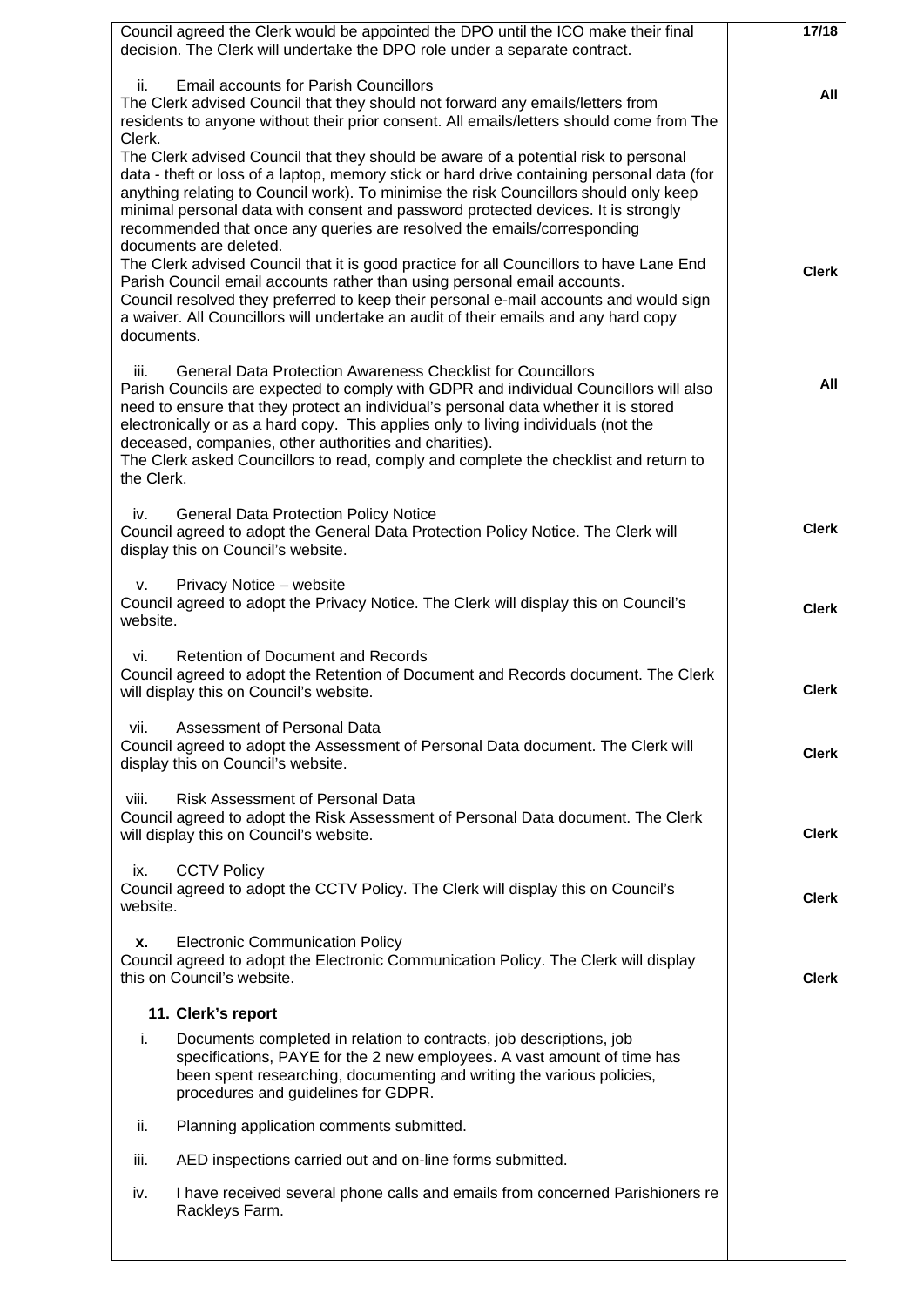| | |
|---|---|
| Council agreed the Clerk would be appointed the DPO until the ICO make their final decision. The Clerk will undertake the DPO role under a separate contract. | **17/18** |
| ii. Email accounts for Parish Councillors<br>The Clerk advised Council that they should not forward any emails/letters from residents to anyone without their prior consent. All emails/letters should come from The Clerk.<br>The Clerk advised Council that they should be aware of a potential risk to personal data - theft or loss of a laptop, memory stick or hard drive containing personal data (for anything relating to Council work). To minimise the risk Councillors should only keep minimal personal data with consent and password protected devices. It is strongly recommended that once any queries are resolved the emails/corresponding documents are deleted.<br>The Clerk advised Council that it is good practice for all Councillors to have Lane End Parish Council email accounts rather than using personal email accounts.<br>Council resolved they preferred to keep their personal e-mail accounts and would sign a waiver. All Councillors will undertake an audit of their emails and any hard copy documents. | **All**<br><br>**Clerk** |
| iii. General Data Protection Awareness Checklist for Councillors<br>Parish Councils are expected to comply with GDPR and individual Councillors will also need to ensure that they protect an individual's personal data whether it is stored electronically or as a hard copy. This applies only to living individuals (not the deceased, companies, other authorities and charities).<br>The Clerk asked Councillors to read, comply and complete the checklist and return to the Clerk. | **All** |
| iv. General Data Protection Policy Notice<br>Council agreed to adopt the General Data Protection Policy Notice. The Clerk will display this on Council's website. | **Clerk** |
| v. Privacy Notice – website<br>Council agreed to adopt the Privacy Notice. The Clerk will display this on Council's website. | **Clerk** |
| vi. Retention of Document and Records<br>Council agreed to adopt the Retention of Document and Records document. The Clerk will display this on Council's website. | **Clerk** |
| vii. Assessment of Personal Data<br>Council agreed to adopt the Assessment of Personal Data document. The Clerk will display this on Council's website. | **Clerk** |
| viii. Risk Assessment of Personal Data<br>Council agreed to adopt the Risk Assessment of Personal Data document. The Clerk will display this on Council's website. | **Clerk** |
| ix. CCTV Policy<br>Council agreed to adopt the CCTV Policy. The Clerk will display this on Council's website. | **Clerk** |
| **x.** Electronic Communication Policy<br>Council agreed to adopt the Electronic Communication Policy. The Clerk will display this on Council's website. | **Clerk** |
| **11. Clerk's report**<br>i. Documents completed in relation to contracts, job descriptions, job specifications, PAYE for the 2 new employees. A vast amount of time has been spent researching, documenting and writing the various policies, procedures and guidelines for GDPR.<br>ii. Planning application comments submitted.<br>iii. AED inspections carried out and on-line forms submitted.<br>iv. I have received several phone calls and emails from concerned Parishioners re Rackleys Farm. | |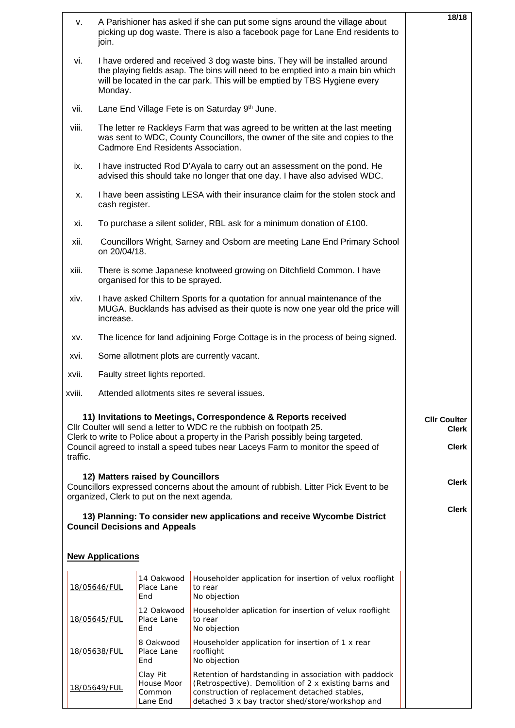v. A Parishioner has asked if she can put some signs around the village about picking up dog waste. There is also a facebook page for Lane End residents to join.

vi. I have ordered and received 3 dog waste bins. They will be installed around the playing fields asap. The bins will need to be emptied into a main bin which will be located in the car park. This will be emptied by TBS Hygiene every Monday.

vii. Lane End Village Fete is on Saturday 9th June.

viii. The letter re Rackleys Farm that was agreed to be written at the last meeting was sent to WDC, County Councillors, the owner of the site and copies to the Cadmore End Residents Association.

ix. I have instructed Rod D'Ayala to carry out an assessment on the pond. He advised this should take no longer that one day. I have also advised WDC.

x. I have been assisting LESA with their insurance claim for the stolen stock and cash register.

xi. To purchase a silent solider, RBL ask for a minimum donation of £100.

xii. Councillors Wright, Sarney and Osborn are meeting Lane End Primary School on 20/04/18.

xiii. There is some Japanese knotweed growing on Ditchfield Common. I have organised for this to be sprayed.

xiv. I have asked Chiltern Sports for a quotation for annual maintenance of the MUGA. Bucklands has advised as their quote is now one year old the price will increase.

xv. The licence for land adjoining Forge Cottage is in the process of being signed.

xvi. Some allotment plots are currently vacant.

xvii. Faulty street lights reported.

xviii. Attended allotments sites re several issues.

**11) Invitations to Meetings, Correspondence & Reports received**

Cllr Coulter will send a letter to WDC re the rubbish on footpath 25. **Cllr Coulter**

Clerk to write to Police about a property in the Parish possibly being targeted. **Clerk**

Council agreed to install a speed tubes near Laceys Farm to monitor the speed of traffic. **Clerk**

**12) Matters raised by Councillors**

Councillors expressed concerns about the amount of rubbish. Litter Pick Event to be organized, Clerk to put on the next agenda. **Clerk**

**13) Planning: To consider new applications and receive Wycombe District Council Decisions and Appeals** **Clerk**

**New Applications**

| | | |
|---|---|---|
| 18/05646/FUL | 14 Oakwood Place Lane End | Householder application for insertion of velux rooflight to rear<br>No objection |
| 18/05645/FUL | 12 Oakwood Place Lane End | Householder aplication for insertion of velux rooflight to rear<br>No objection |
| 18/05638/FUL | 8 Oakwood Place Lane End | Householder application for insertion of 1 x rear rooflight<br>No objection |
| 18/05649/FUL | Clay Pit House Moor Common Lane End | Retention of hardstanding in association with paddock (Retrospective). Demolition of 2 x existing barns and construction of replacement detached stables, detached 3 x bay tractor shed/store/workshop and |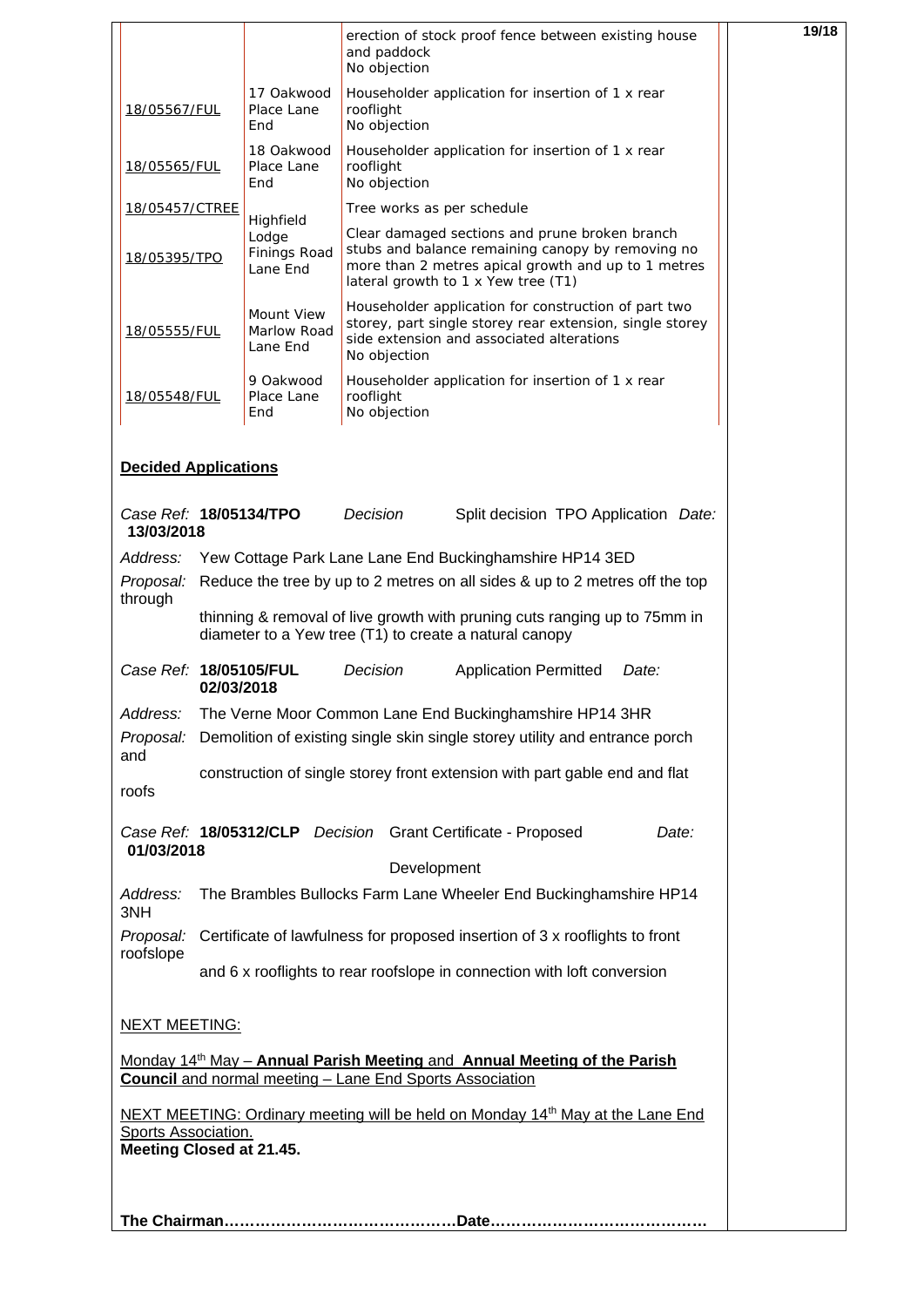| | | |
|---|---|---|
| | | erection of stock proof fence between existing house and paddock No objection |
| 18/05567/FUL | 17 Oakwood Place Lane End | Householder application for insertion of 1 x rear rooflight No objection |
| 18/05565/FUL | 18 Oakwood Place Lane End | Householder application for insertion of 1 x rear rooflight No objection |
| 18/05457/CTREE | Highfield Lodge Finings Road Lane End | Tree works as per schedule |
| 18/05395/TPO | | Clear damaged sections and prune broken branch stubs and balance remaining canopy by removing no more than 2 metres apical growth and up to 1 metres lateral growth to 1 x Yew tree (T1) |
| 18/05555/FUL | Mount View Marlow Road Lane End | Householder application for construction of part two storey, part single storey rear extension, single storey side extension and associated alterations No objection |
| 18/05548/FUL | 9 Oakwood Place Lane End | Householder application for insertion of 1 x rear rooflight No objection |

**Decided Applications**

*Case Ref:* **18/05134/TPO** *Decision* Split decision TPO Application *Date:* **13/03/2018**

*Address:* Yew Cottage Park Lane Lane End Buckinghamshire HP14 3ED

*Proposal:* Reduce the tree by up to 2 metres on all sides & up to 2 metres off the top through thinning & removal of live growth with pruning cuts ranging up to 75mm in diameter to a Yew tree (T1) to create a natural canopy

*Case Ref:* **18/05105/FUL** *Decision* Application Permitted *Date:* **02/03/2018**

*Address:* The Verne Moor Common Lane End Buckinghamshire HP14 3HR

*Proposal:* Demolition of existing single skin single storey utility and entrance porch and construction of single storey front extension with part gable end and flat roofs

*Case Ref:* **18/05312/CLP** *Decision* Grant Certificate - Proposed Development *Date:* **01/03/2018**

*Address:* The Brambles Bullocks Farm Lane Wheeler End Buckinghamshire HP14 3NH

*Proposal:* Certificate of lawfulness for proposed insertion of 3 x rooflights to front roofslope and 6 x rooflights to rear roofslope in connection with loft conversion

NEXT MEETING:

Monday 14th May – **Annual Parish Meeting** and **Annual Meeting of the Parish Council** and normal meeting – Lane End Sports Association

NEXT MEETING: Ordinary meeting will be held on Monday 14th May at the Lane End Sports Association.

**Meeting Closed at 21.45.**

**The Chairman……………………………………Date……………………………………**